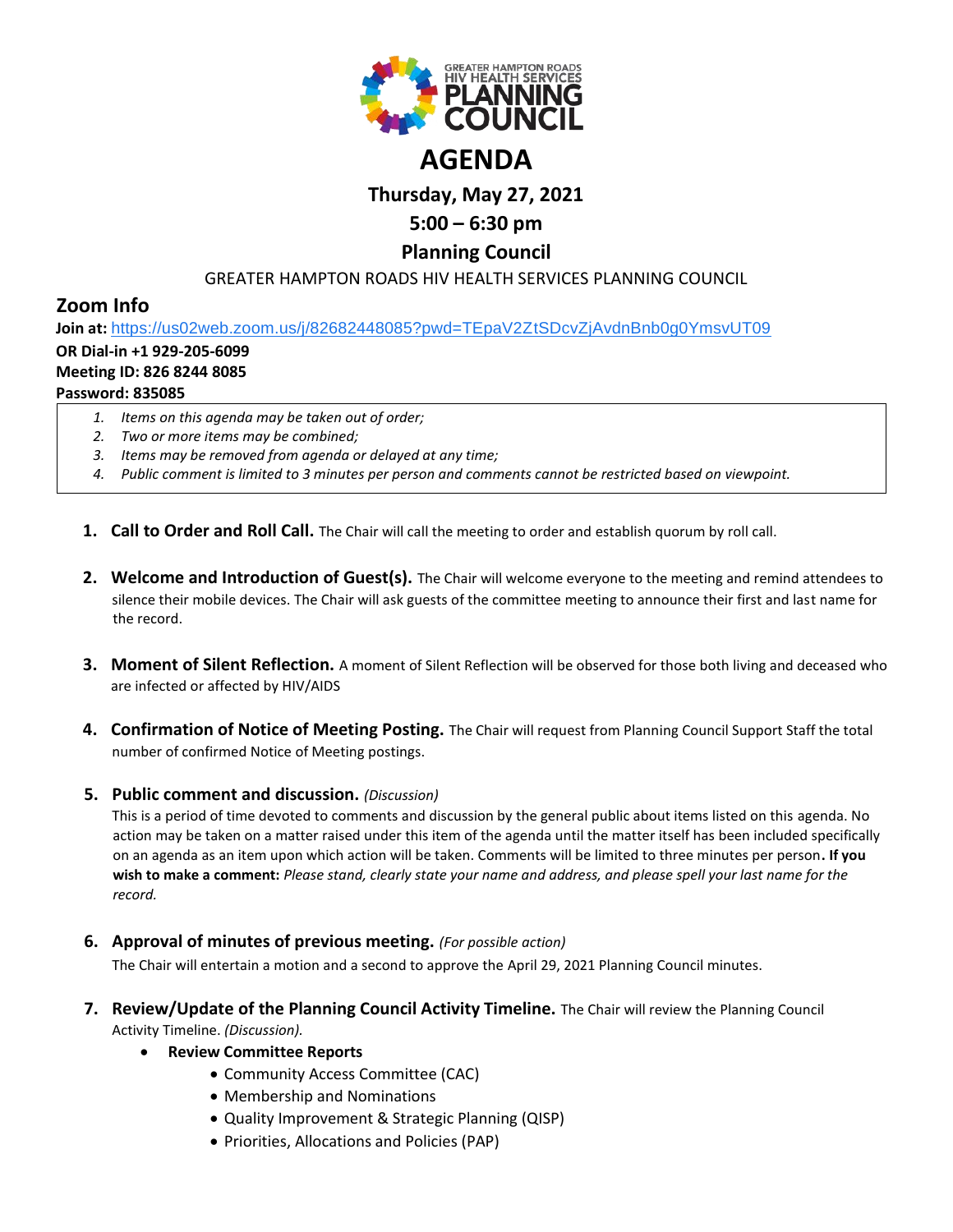GREATER HAMPTON ROADS HIV HEALTH SERVICES PLANNING COUNCIL

# AGENDA

## Thursday, May 27, 2021

## 5:00 – 6:30 pm

## Planning Council

GREATER HAMPTON ROADS HIV HEALTH SERVICES PLANNING COUNCIL

## Zoom Info

**Join at:** https://us02web.zoom.us/j/82682448085?pwd=TEpaV2ZtSDcvZjAvdnBnb0g0YmsvUT09
**OR Dial-in +1 929-205-6099**
**Meeting ID: 826 8244 8085**
**Password: 835085**

1. *Items on this agenda may be taken out of order;*
2. *Two or more items may be combined;*
3. *Items may be removed from agenda or delayed at any time;*
4. *Public comment is limited to 3 minutes per person and comments cannot be restricted based on viewpoint.*

1. **Call to Order and Roll Call.** The Chair will call the meeting to order and establish quorum by roll call.

2. **Welcome and Introduction of Guest(s).** The Chair will welcome everyone to the meeting and remind attendees to silence their mobile devices. The Chair will ask guests of the committee meeting to announce their first and last name for the record.

3. **Moment of Silent Reflection.** A moment of Silent Reflection will be observed for those both living and deceased who are infected or affected by HIV/AIDS

4. **Confirmation of Notice of Meeting Posting.** The Chair will request from Planning Council Support Staff the total number of confirmed Notice of Meeting postings.

5. **Public comment and discussion.** *(Discussion)*
   This is a period of time devoted to comments and discussion by the general public about items listed on this agenda. No action may be taken on a matter raised under this item of the agenda until the matter itself has been included specifically on an agenda as an item upon which action will be taken. Comments will be limited to three minutes per person. **If you wish to make a comment:** *Please stand, clearly state your name and address, and please spell your last name for the record.*

6. **Approval of minutes of previous meeting.** *(For possible action)*
   The Chair will entertain a motion and a second to approve the April 29, 2021 Planning Council minutes.

7. **Review/Update of the Planning Council Activity Timeline.** The Chair will review the Planning Council Activity Timeline. *(Discussion).*
   - **Review Committee Reports**
     - Community Access Committee (CAC)
     - Membership and Nominations
     - Quality Improvement & Strategic Planning (QISP)
     - Priorities, Allocations and Policies (PAP)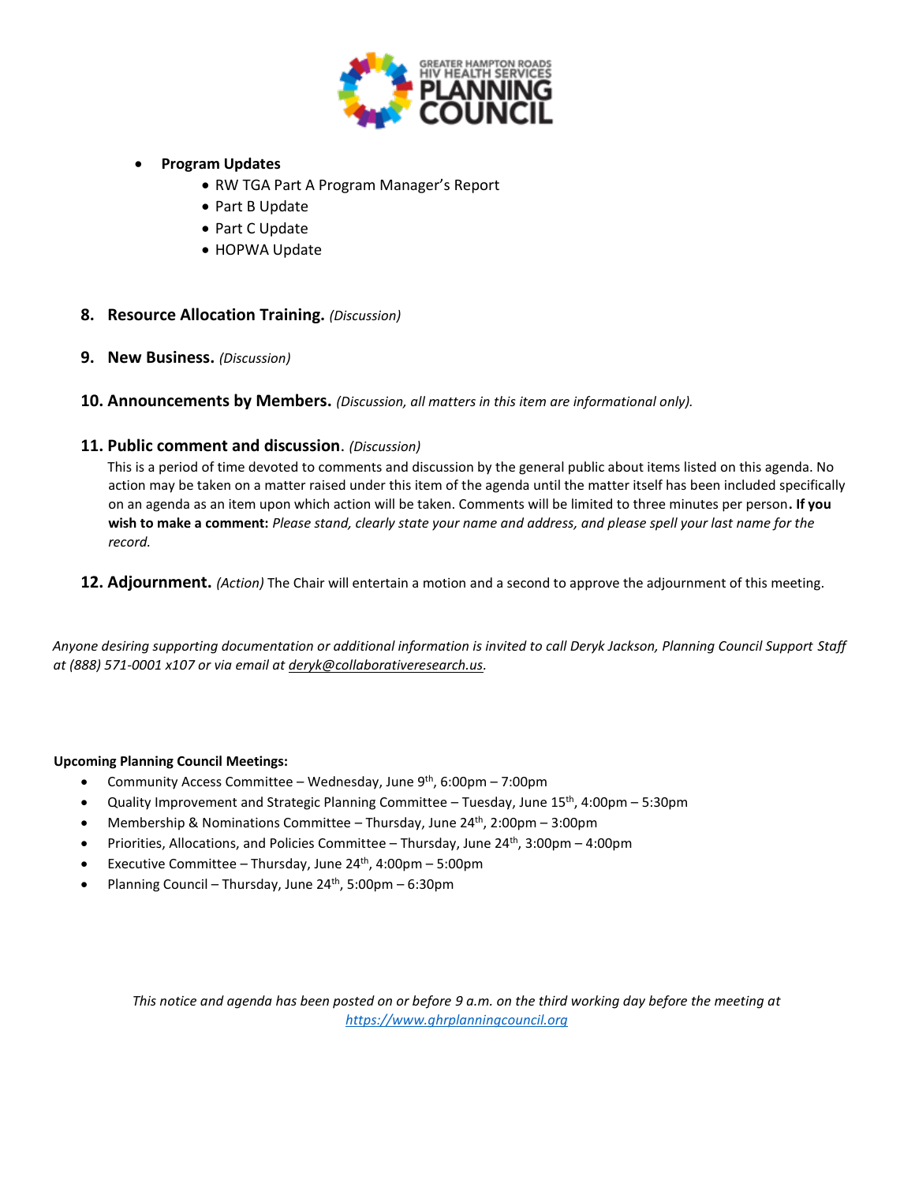- **Program Updates**
  - RW TGA Part A Program Manager's Report
  - Part B Update
  - Part C Update
  - HOPWA Update

8. **Resource Allocation Training.** *(Discussion)*

9. **New Business.** *(Discussion)*

10. **Announcements by Members.** *(Discussion, all matters in this item are informational only).*

11. **Public comment and discussion**. *(Discussion)*

    This is a period of time devoted to comments and discussion by the general public about items listed on this agenda. No action may be taken on a matter raised under this item of the agenda until the matter itself has been included specifically on an agenda as an item upon which action will be taken. Comments will be limited to three minutes per person**. If you wish to make a comment:** *Please stand, clearly state your name and address, and please spell your last name for the record.*

12. **Adjournment.** *(Action)* The Chair will entertain a motion and a second to approve the adjournment of this meeting.

*Anyone desiring supporting documentation or additional information is invited to call Deryk Jackson, Planning Council Support Staff at (888) 571-0001 x107 or via email at deryk@collaborativeresearch.us.*

**Upcoming Planning Council Meetings:**

- Community Access Committee – Wednesday, June 9th, 6:00pm – 7:00pm
- Quality Improvement and Strategic Planning Committee – Tuesday, June 15th, 4:00pm – 5:30pm
- Membership & Nominations Committee – Thursday, June 24th, 2:00pm – 3:00pm
- Priorities, Allocations, and Policies Committee – Thursday, June 24th, 3:00pm – 4:00pm
- Executive Committee – Thursday, June 24th, 4:00pm – 5:00pm
- Planning Council – Thursday, June 24th, 5:00pm – 6:30pm

*This notice and agenda has been posted on or before 9 a.m. on the third working day before the meeting at https://www.ghrplanningcouncil.org*